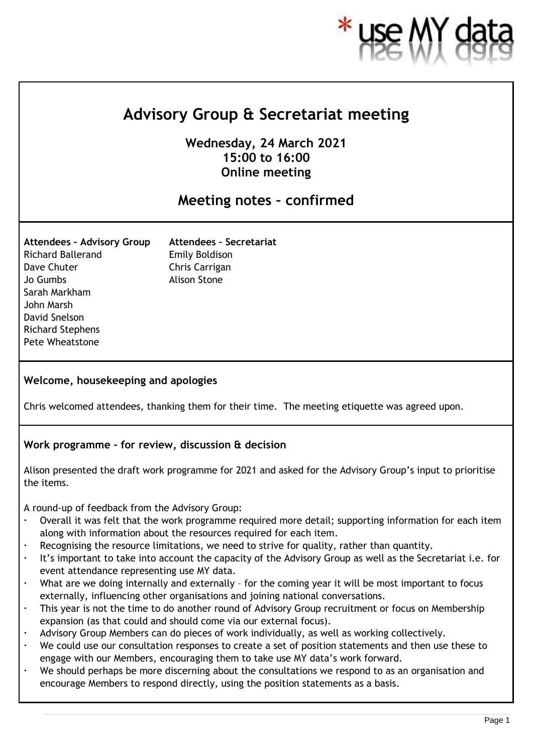# Advisory Group & Secretariat meeting

**Wednesday, 24 March 2021**
**15:00 to 16:00**
**Online meeting**

## Meeting notes – confirmed

**Attendees – Advisory Group**
Richard Ballerand
Dave Chuter
Jo Gumbs
Sarah Markham
John Marsh
David Snelson
Richard Stephens
Pete Wheatstone

**Attendees – Secretariat**
Emily Boldison
Chris Carrigan
Alison Stone

### Welcome, housekeeping and apologies

Chris welcomed attendees, thanking them for their time. The meeting etiquette was agreed upon.

### Work programme – for review, discussion & decision

Alison presented the draft work programme for 2021 and asked for the Advisory Group's input to prioritise the items.

A round-up of feedback from the Advisory Group:

- Overall it was felt that the work programme required more detail; supporting information for each item along with information about the resources required for each item.
- Recognising the resource limitations, we need to strive for quality, rather than quantity.
- It's important to take into account the capacity of the Advisory Group as well as the Secretariat i.e. for event attendance representing use MY data.
- What are we doing internally and externally – for the coming year it will be most important to focus externally, influencing other organisations and joining national conversations.
- This year is not the time to do another round of Advisory Group recruitment or focus on Membership expansion (as that could and should come via our external focus).
- Advisory Group Members can do pieces of work individually, as well as working collectively.
- We could use our consultation responses to create a set of position statements and then use these to engage with our Members, encouraging them to take use MY data's work forward.
- We should perhaps be more discerning about the consultations we respond to as an organisation and encourage Members to respond directly, using the position statements as a basis.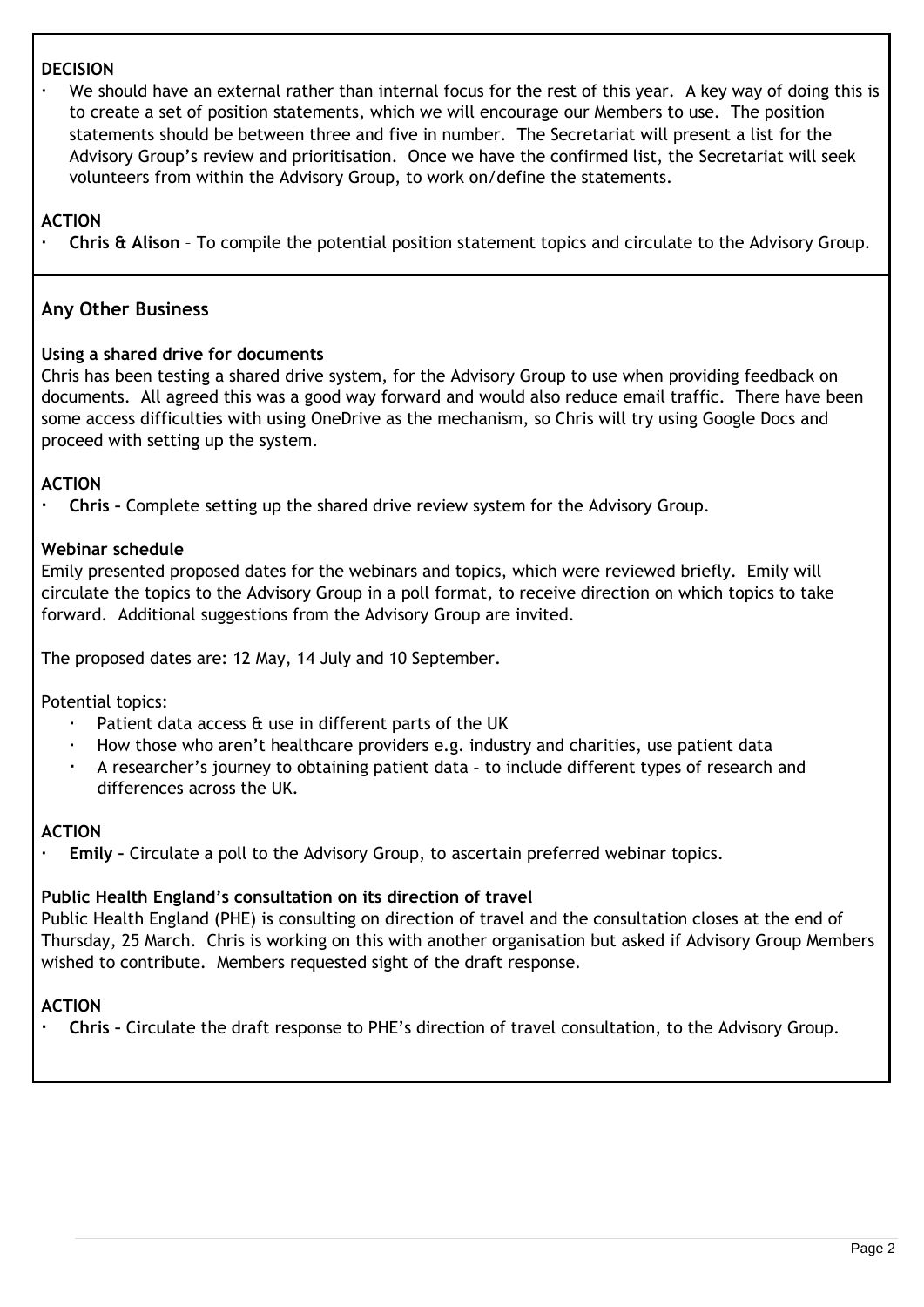**DECISION**

- We should have an external rather than internal focus for the rest of this year. A key way of doing this is to create a set of position statements, which we will encourage our Members to use. The position statements should be between three and five in number. The Secretariat will present a list for the Advisory Group's review and prioritisation. Once we have the confirmed list, the Secretariat will seek volunteers from within the Advisory Group, to work on/define the statements.

**ACTION**

- **Chris & Alison** – To compile the potential position statement topics and circulate to the Advisory Group.

## Any Other Business

**Using a shared drive for documents**

Chris has been testing a shared drive system, for the Advisory Group to use when providing feedback on documents. All agreed this was a good way forward and would also reduce email traffic. There have been some access difficulties with using OneDrive as the mechanism, so Chris will try using Google Docs and proceed with setting up the system.

**ACTION**

- **Chris** – Complete setting up the shared drive review system for the Advisory Group.

**Webinar schedule**

Emily presented proposed dates for the webinars and topics, which were reviewed briefly. Emily will circulate the topics to the Advisory Group in a poll format, to receive direction on which topics to take forward. Additional suggestions from the Advisory Group are invited.

The proposed dates are: 12 May, 14 July and 10 September.

Potential topics:

- Patient data access & use in different parts of the UK
- How those who aren't healthcare providers e.g. industry and charities, use patient data
- A researcher's journey to obtaining patient data – to include different types of research and differences across the UK.

**ACTION**

- **Emily** – Circulate a poll to the Advisory Group, to ascertain preferred webinar topics.

**Public Health England's consultation on its direction of travel**

Public Health England (PHE) is consulting on direction of travel and the consultation closes at the end of Thursday, 25 March. Chris is working on this with another organisation but asked if Advisory Group Members wished to contribute. Members requested sight of the draft response.

**ACTION**

- **Chris** – Circulate the draft response to PHE's direction of travel consultation, to the Advisory Group.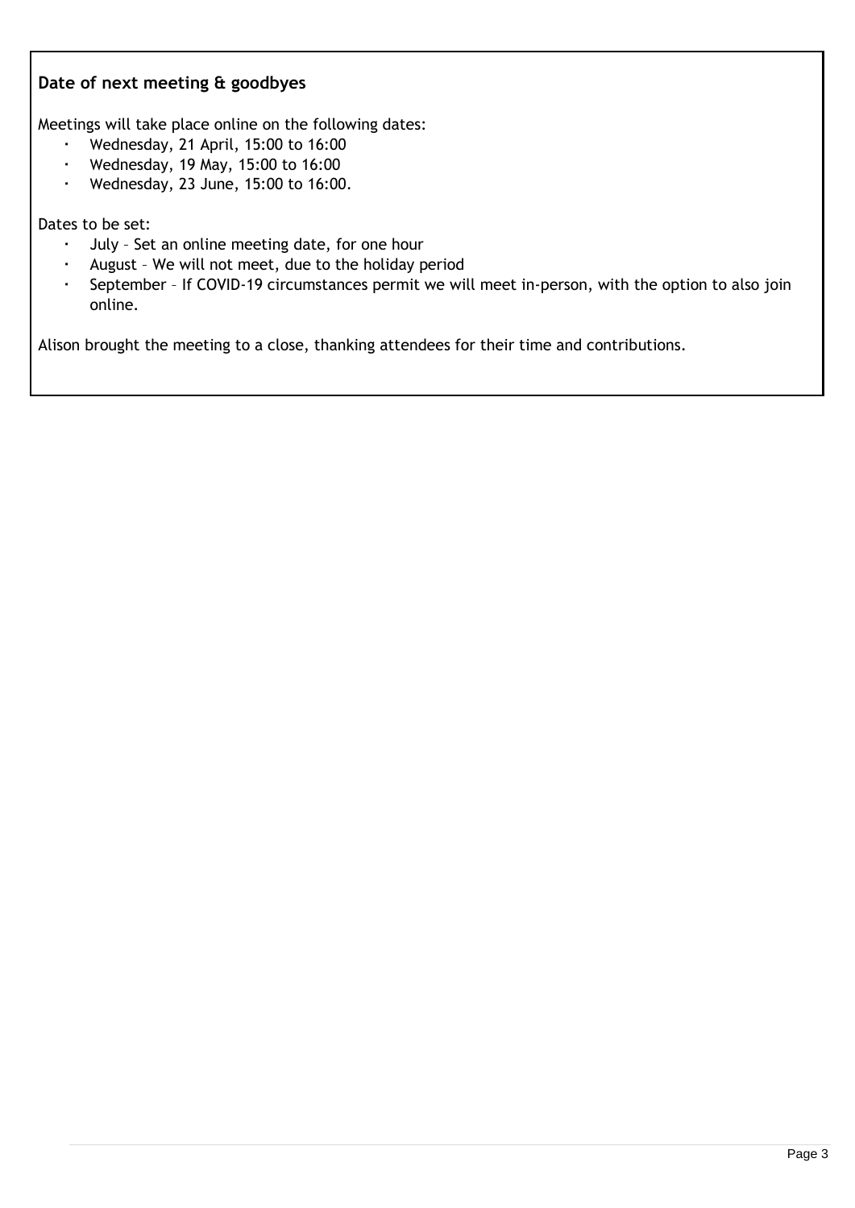**Date of next meeting & goodbyes**

Meetings will take place online on the following dates:

- Wednesday, 21 April, 15:00 to 16:00
- Wednesday, 19 May, 15:00 to 16:00
- Wednesday, 23 June, 15:00 to 16:00.

Dates to be set:

- July – Set an online meeting date, for one hour
- August – We will not meet, due to the holiday period
- September – If COVID-19 circumstances permit we will meet in-person, with the option to also join online.

Alison brought the meeting to a close, thanking attendees for their time and contributions.